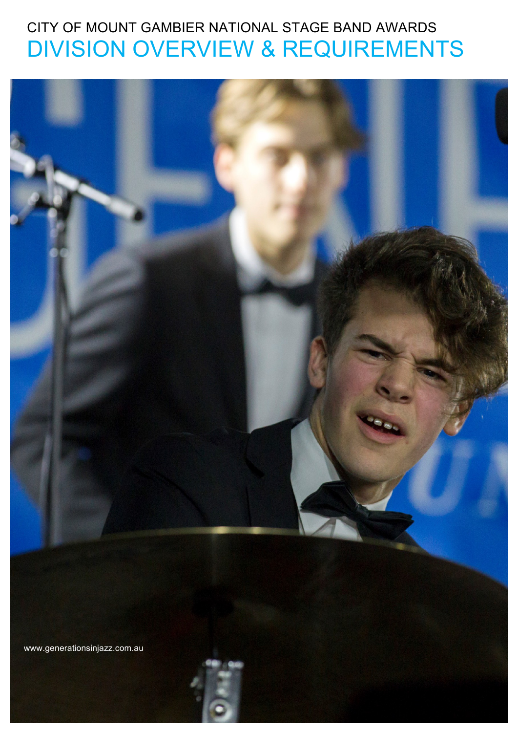CITY OF MOUNT GAMBIER NATIONAL STAGE BAND AWARDS

# DIVISION OVERVIEW & REQUIREMENTS

www.generationsinjazz.com.au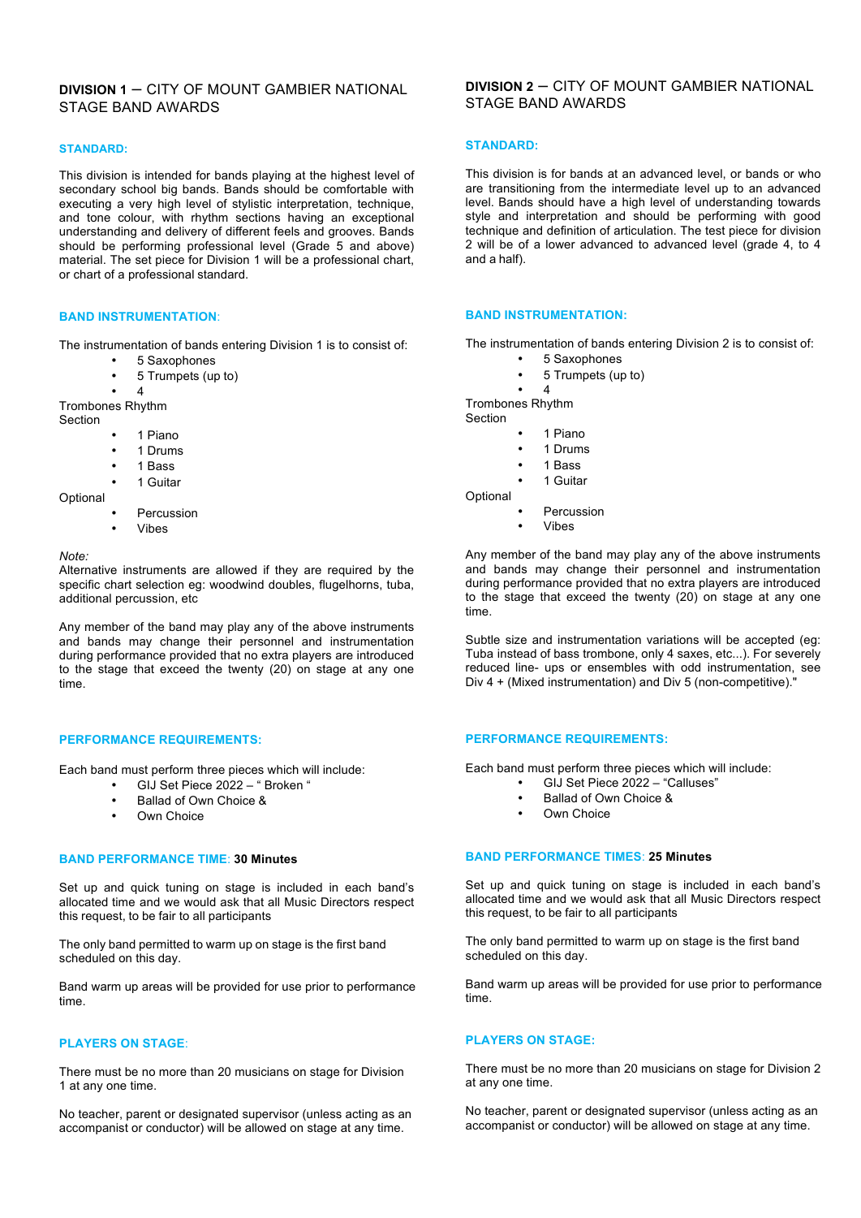## **DIVISION 1** – CITY OF MOUNT GAMBIER NATIONAL STAGE BAND AWARDS

### STANDARD:

This division is intended for bands playing at the highest level of secondary school big bands. Bands should be comfortable with executing a very high level of stylistic interpretation, technique, and tone colour, with rhythm sections having an exceptional understanding and delivery of different feels and grooves. Bands should be performing professional level (Grade 5 and above) material. The set piece for Division 1 will be a professional chart, or chart of a professional standard.

### BAND INSTRUMENTATION:

The instrumentation of bands entering Division 1 is to consist of:

- 5 Saxophones
- 5 Trumpets (up to)
- 4

Trombones Rhythm Section

- 1 Piano
- 1 Drums
- 1 Bass
- 1 Guitar

Optional

- Percussion
- Vibes

*Note:*
Alternative instruments are allowed if they are required by the specific chart selection eg: woodwind doubles, flugelhorns, tuba, additional percussion, etc

Any member of the band may play any of the above instruments and bands may change their personnel and instrumentation during performance provided that no extra players are introduced to the stage that exceed the twenty (20) on stage at any one time.

### PERFORMANCE REQUIREMENTS:

Each band must perform three pieces which will include:

- GIJ Set Piece 2022 – " Broken "
- Ballad of Own Choice &
- Own Choice

### BAND PERFORMANCE TIME: **30 Minutes**

Set up and quick tuning on stage is included in each band's allocated time and we would ask that all Music Directors respect this request, to be fair to all participants

The only band permitted to warm up on stage is the first band scheduled on this day.

Band warm up areas will be provided for use prior to performance time.

### PLAYERS ON STAGE:

There must be no more than 20 musicians on stage for Division 1 at any one time.

No teacher, parent or designated supervisor (unless acting as an accompanist or conductor) will be allowed on stage at any time.

## **DIVISION 2** – CITY OF MOUNT GAMBIER NATIONAL STAGE BAND AWARDS

### STANDARD:

This division is for bands at an advanced level, or bands or who are transitioning from the intermediate level up to an advanced level. Bands should have a high level of understanding towards style and interpretation and should be performing with good technique and definition of articulation. The test piece for division 2 will be of a lower advanced to advanced level (grade 4, to 4 and a half).

### BAND INSTRUMENTATION:

The instrumentation of bands entering Division 2 is to consist of:

- 5 Saxophones
- 5 Trumpets (up to)
- 4

Trombones Rhythm Section

- 1 Piano
- 1 Drums
- 1 Bass
- 1 Guitar

Optional

- Percussion
- Vibes

Any member of the band may play any of the above instruments and bands may change their personnel and instrumentation during performance provided that no extra players are introduced to the stage that exceed the twenty (20) on stage at any one time.

Subtle size and instrumentation variations will be accepted (eg: Tuba instead of bass trombone, only 4 saxes, etc...). For severely reduced line- ups or ensembles with odd instrumentation, see Div 4 + (Mixed instrumentation) and Div 5 (non-competitive)."

### PERFORMANCE REQUIREMENTS:

Each band must perform three pieces which will include:

- GIJ Set Piece 2022 – "Calluses"
- Ballad of Own Choice &
- Own Choice

### BAND PERFORMANCE TIMES: **25 Minutes**

Set up and quick tuning on stage is included in each band's allocated time and we would ask that all Music Directors respect this request, to be fair to all participants

The only band permitted to warm up on stage is the first band scheduled on this day.

Band warm up areas will be provided for use prior to performance time.

### PLAYERS ON STAGE:

There must be no more than 20 musicians on stage for Division 2 at any one time.

No teacher, parent or designated supervisor (unless acting as an accompanist or conductor) will be allowed on stage at any time.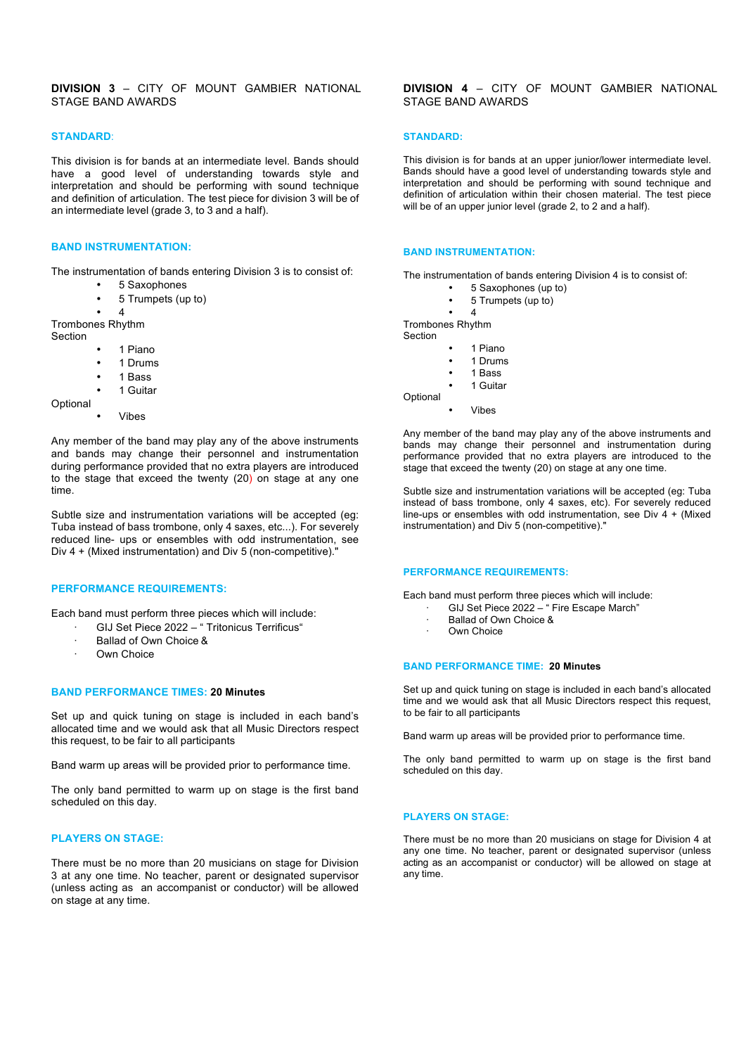## DIVISION 3 – CITY OF MOUNT GAMBIER NATIONAL STAGE BAND AWARDS

### STANDARD:

This division is for bands at an intermediate level. Bands should have a good level of understanding towards style and interpretation and should be performing with sound technique and definition of articulation. The test piece for division 3 will be of an intermediate level (grade 3, to 3 and a half).

### BAND INSTRUMENTATION:

The instrumentation of bands entering Division 3 is to consist of:

- 5 Saxophones
- 5 Trumpets (up to)
- 4

Trombones Rhythm Section

- 1 Piano
- 1 Drums
- 1 Bass
- 1 Guitar

Optional

- Vibes

Any member of the band may play any of the above instruments and bands may change their personnel and instrumentation during performance provided that no extra players are introduced to the stage that exceed the twenty (20) on stage at any one time.

Subtle size and instrumentation variations will be accepted (eg: Tuba instead of bass trombone, only 4 saxes, etc...). For severely reduced line- ups or ensembles with odd instrumentation, see Div 4 + (Mixed instrumentation) and Div 5 (non-competitive)."

### PERFORMANCE REQUIREMENTS:

Each band must perform three pieces which will include:

- GIJ Set Piece 2022 – " Tritonicus Terrificus"
- Ballad of Own Choice &
- Own Choice

### BAND PERFORMANCE TIMES: **20 Minutes**

Set up and quick tuning on stage is included in each band's allocated time and we would ask that all Music Directors respect this request, to be fair to all participants

Band warm up areas will be provided prior to performance time.

The only band permitted to warm up on stage is the first band scheduled on this day.

### PLAYERS ON STAGE:

There must be no more than 20 musicians on stage for Division 3 at any one time. No teacher, parent or designated supervisor (unless acting as an accompanist or conductor) will be allowed on stage at any time.

## DIVISION 4 – CITY OF MOUNT GAMBIER NATIONAL STAGE BAND AWARDS

### STANDARD:

This division is for bands at an upper junior/lower intermediate level. Bands should have a good level of understanding towards style and interpretation and should be performing with sound technique and definition of articulation within their chosen material. The test piece will be of an upper junior level (grade 2, to 2 and a half).

### BAND INSTRUMENTATION:

The instrumentation of bands entering Division 4 is to consist of:

- 5 Saxophones (up to)
- 5 Trumpets (up to)
- 4

Trombones Rhythm Section

- 1 Piano
- 1 Drums
- 1 Bass
- 1 Guitar

Optional

- Vibes

Any member of the band may play any of the above instruments and bands may change their personnel and instrumentation during performance provided that no extra players are introduced to the stage that exceed the twenty (20) on stage at any one time.

Subtle size and instrumentation variations will be accepted (eg: Tuba instead of bass trombone, only 4 saxes, etc). For severely reduced line-ups or ensembles with odd instrumentation, see Div 4 + (Mixed instrumentation) and Div 5 (non-competitive)."

### PERFORMANCE REQUIREMENTS:

Each band must perform three pieces which will include:

- GIJ Set Piece 2022 – " Fire Escape March"
- Ballad of Own Choice &
- Own Choice

### BAND PERFORMANCE TIME: **20 Minutes**

Set up and quick tuning on stage is included in each band's allocated time and we would ask that all Music Directors respect this request, to be fair to all participants

Band warm up areas will be provided prior to performance time.

The only band permitted to warm up on stage is the first band scheduled on this day.

### PLAYERS ON STAGE:

There must be no more than 20 musicians on stage for Division 4 at any one time. No teacher, parent or designated supervisor (unless acting as an accompanist or conductor) will be allowed on stage at any time.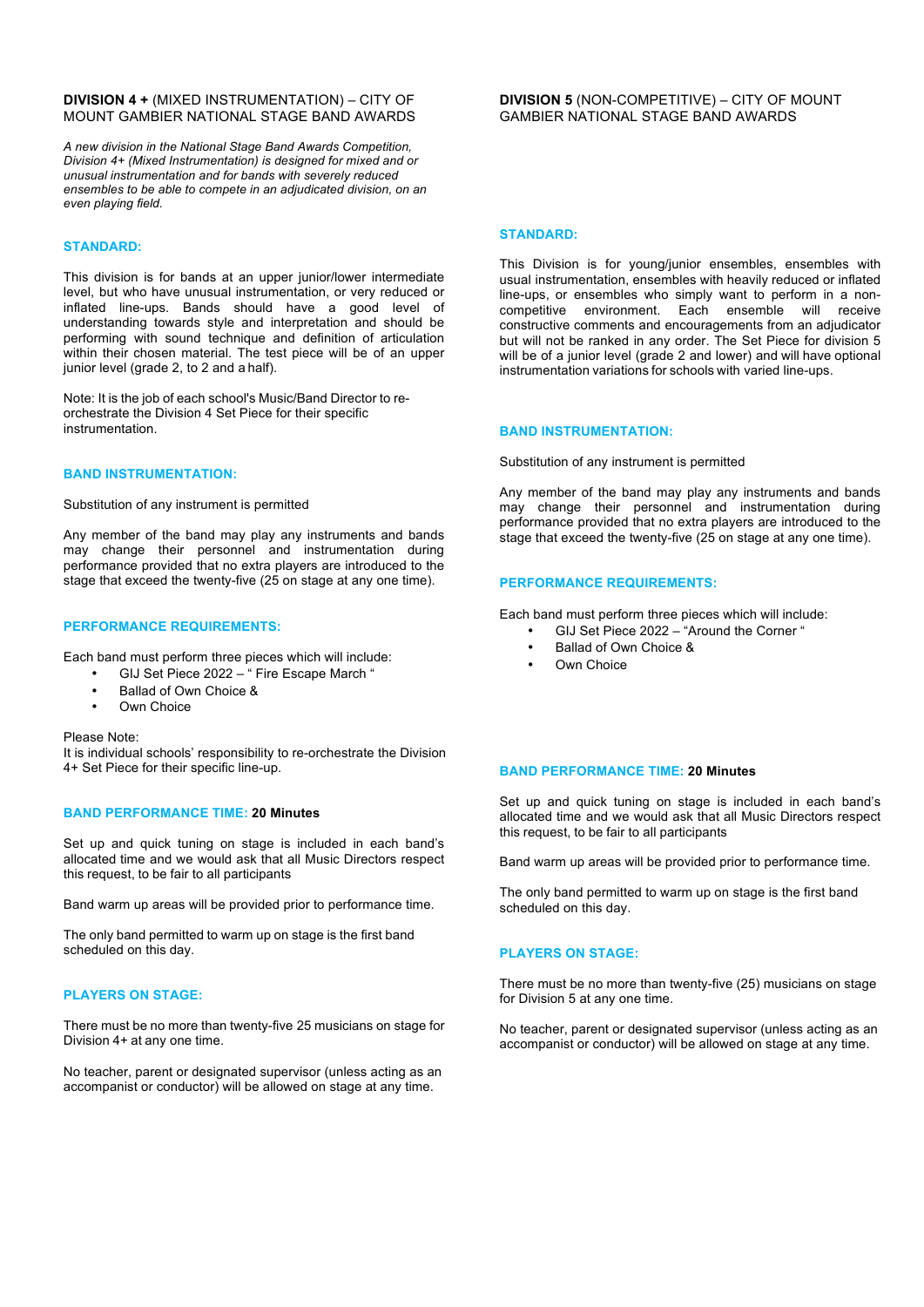## **DIVISION 4 +** (MIXED INSTRUMENTATION) – CITY OF MOUNT GAMBIER NATIONAL STAGE BAND AWARDS

*A new division in the National Stage Band Awards Competition, Division 4+ (Mixed Instrumentation) is designed for mixed and or unusual instrumentation and for bands with severely reduced ensembles to be able to compete in an adjudicated division, on an even playing field.*

### STANDARD:

This division is for bands at an upper junior/lower intermediate level, but who have unusual instrumentation, or very reduced or inflated line-ups. Bands should have a good level of understanding towards style and interpretation and should be performing with sound technique and definition of articulation within their chosen material. The test piece will be of an upper junior level (grade 2, to 2 and a half).

Note: It is the job of each school's Music/Band Director to re-orchestrate the Division 4 Set Piece for their specific instrumentation.

### BAND INSTRUMENTATION:

Substitution of any instrument is permitted

Any member of the band may play any instruments and bands may change their personnel and instrumentation during performance provided that no extra players are introduced to the stage that exceed the twenty-five (25 on stage at any one time).

### PERFORMANCE REQUIREMENTS:

Each band must perform three pieces which will include:

- GIJ Set Piece 2022 – " Fire Escape March "
- Ballad of Own Choice &
- Own Choice

Please Note:
It is individual schools' responsibility to re-orchestrate the Division 4+ Set Piece for their specific line-up.

### BAND PERFORMANCE TIME: **20 Minutes**

Set up and quick tuning on stage is included in each band's allocated time and we would ask that all Music Directors respect this request, to be fair to all participants

Band warm up areas will be provided prior to performance time.

The only band permitted to warm up on stage is the first band scheduled on this day.

### PLAYERS ON STAGE:

There must be no more than twenty-five 25 musicians on stage for Division 4+ at any one time.

No teacher, parent or designated supervisor (unless acting as an accompanist or conductor) will be allowed on stage at any time.

## **DIVISION 5** (NON-COMPETITIVE) – CITY OF MOUNT GAMBIER NATIONAL STAGE BAND AWARDS

### STANDARD:

This Division is for young/junior ensembles, ensembles with usual instrumentation, ensembles with heavily reduced or inflated line-ups, or ensembles who simply want to perform in a non-competitive environment. Each ensemble will receive constructive comments and encouragements from an adjudicator but will not be ranked in any order. The Set Piece for division 5 will be of a junior level (grade 2 and lower) and will have optional instrumentation variations for schools with varied line-ups.

### BAND INSTRUMENTATION:

Substitution of any instrument is permitted

Any member of the band may play any instruments and bands may change their personnel and instrumentation during performance provided that no extra players are introduced to the stage that exceed the twenty-five (25 on stage at any one time).

### PERFORMANCE REQUIREMENTS:

Each band must perform three pieces which will include:

- GIJ Set Piece 2022 – "Around the Corner "
- Ballad of Own Choice &
- Own Choice

### BAND PERFORMANCE TIME: **20 Minutes**

Set up and quick tuning on stage is included in each band's allocated time and we would ask that all Music Directors respect this request, to be fair to all participants

Band warm up areas will be provided prior to performance time.

The only band permitted to warm up on stage is the first band scheduled on this day.

### PLAYERS ON STAGE:

There must be no more than twenty-five (25) musicians on stage for Division 5 at any one time.

No teacher, parent or designated supervisor (unless acting as an accompanist or conductor) will be allowed on stage at any time.